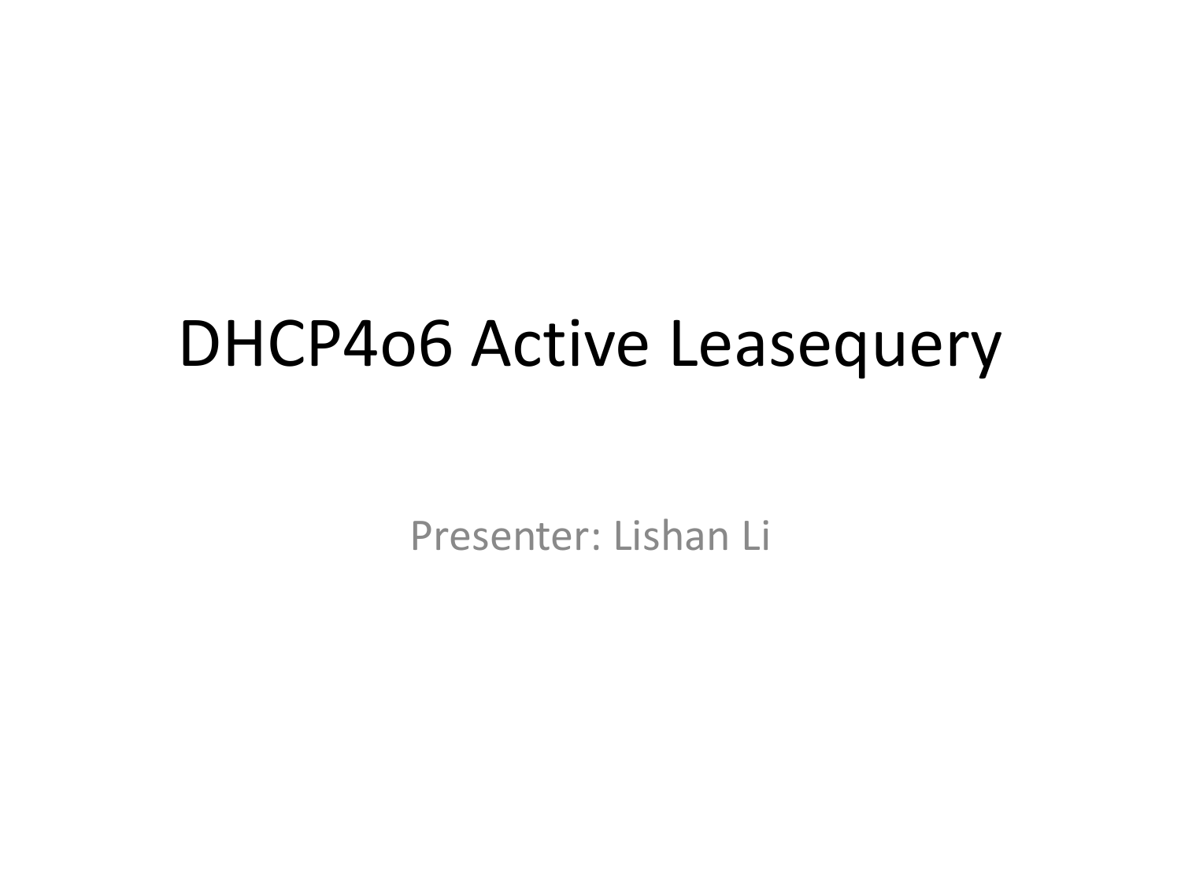# DHCP4o6 Active Leasequery

Presenter: Lishan Li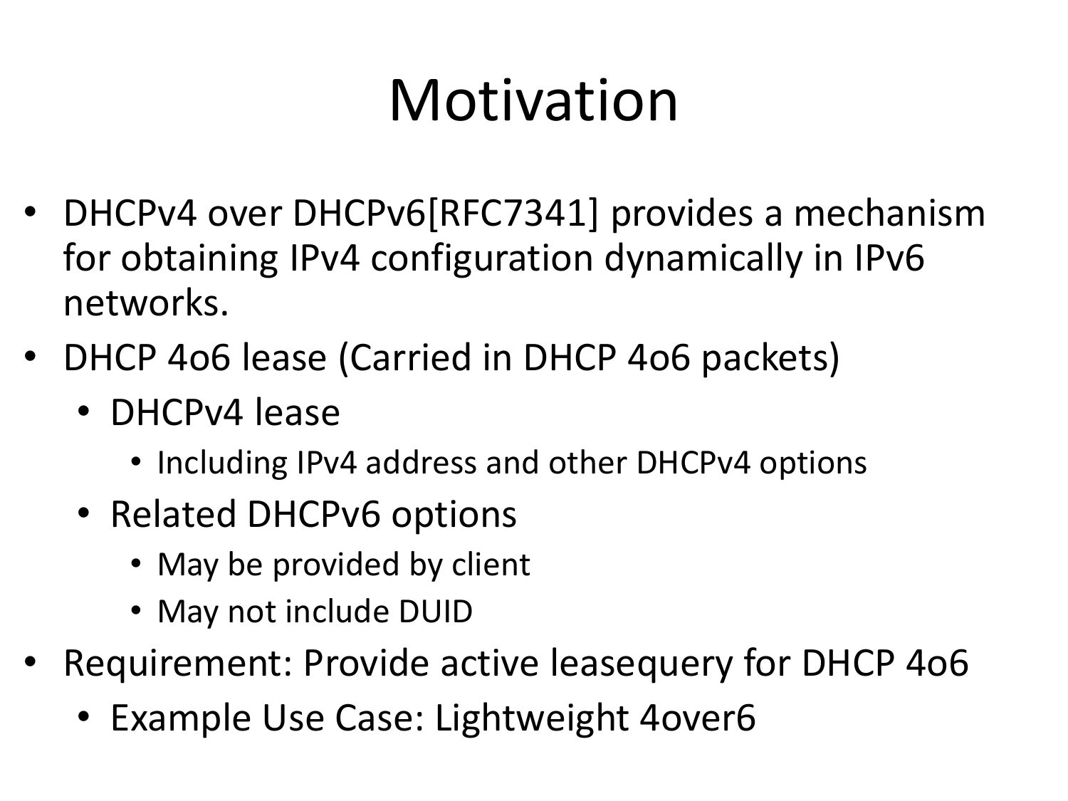# Motivation

- DHCPv4 over DHCPv6[RFC7341] provides a mechanism for obtaining IPv4 configuration dynamically in IPv6 networks.
- DHCP 4o6 lease (Carried in DHCP 4o6 packets)
  - DHCPv4 lease
    - Including IPv4 address and other DHCPv4 options
  - Related DHCPv6 options
    - May be provided by client
    - May not include DUID
- Requirement: Provide active leasequery for DHCP 4o6
  - Example Use Case: Lightweight 4over6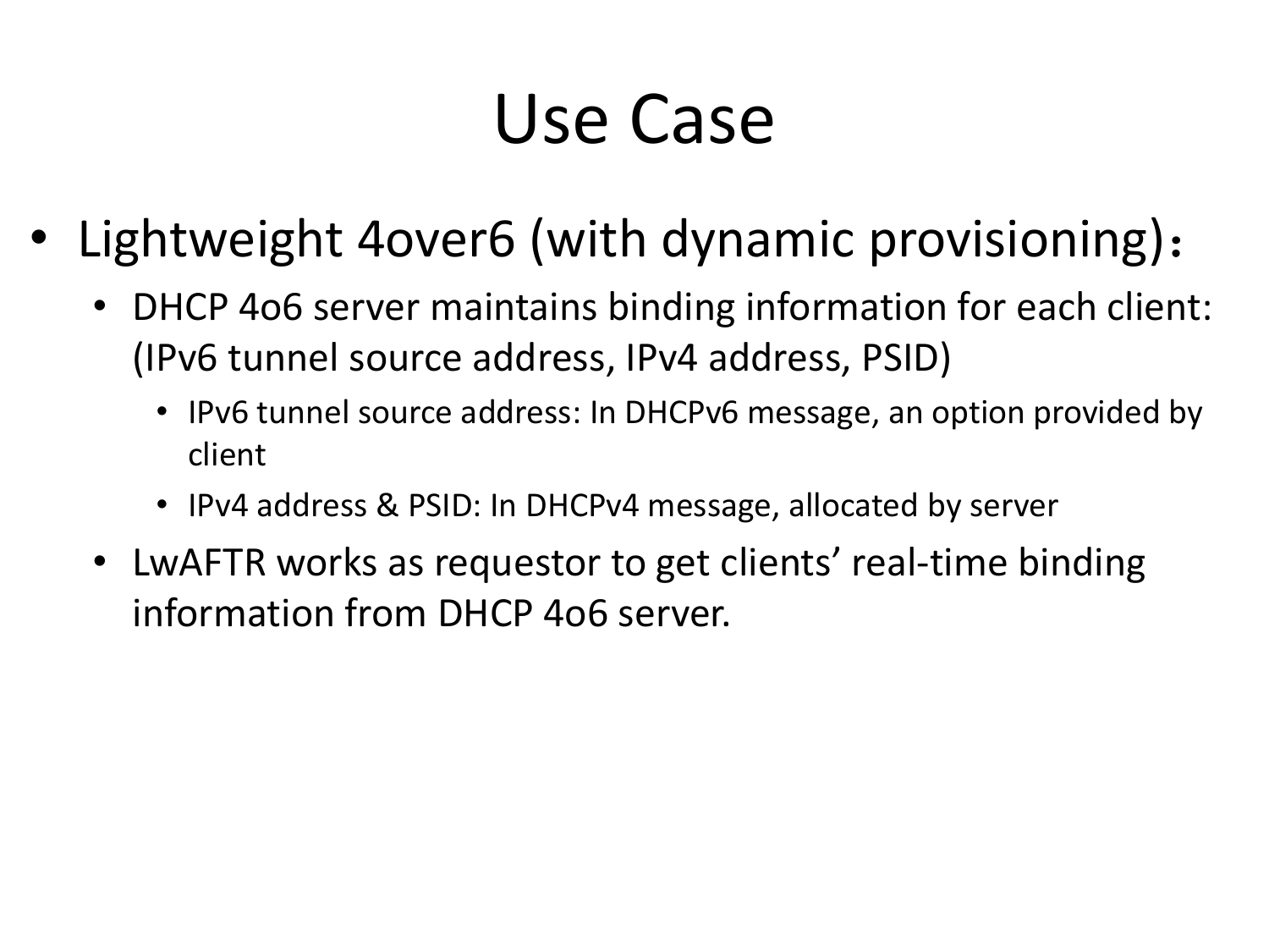# Use Case

- Lightweight 4over6 (with dynamic provisioning)：
  - DHCP 4o6 server maintains binding information for each client: (IPv6 tunnel source address, IPv4 address, PSID)
    - IPv6 tunnel source address: In DHCPv6 message, an option provided by client
    - IPv4 address & PSID: In DHCPv4 message, allocated by server
  - LwAFTR works as requestor to get clients' real-time binding information from DHCP 4o6 server.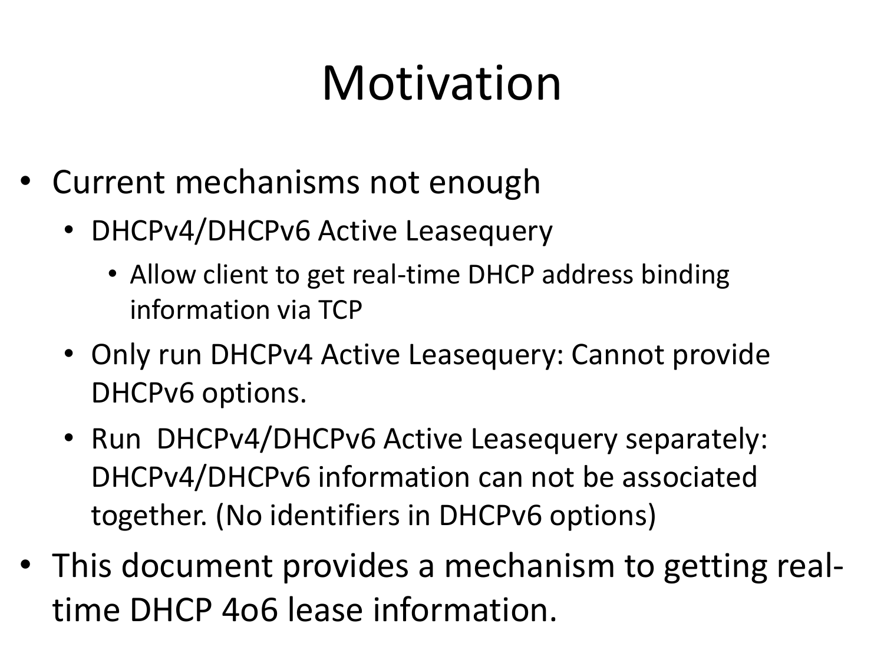# Motivation

- Current mechanisms not enough
  - DHCPv4/DHCPv6 Active Leasequery
    - Allow client to get real-time DHCP address binding information via TCP
  - Only run DHCPv4 Active Leasequery: Cannot provide DHCPv6 options.
  - Run DHCPv4/DHCPv6 Active Leasequery separately: DHCPv4/DHCPv6 information can not be associated together. (No identifiers in DHCPv6 options)
- This document provides a mechanism to getting real-time DHCP 4o6 lease information.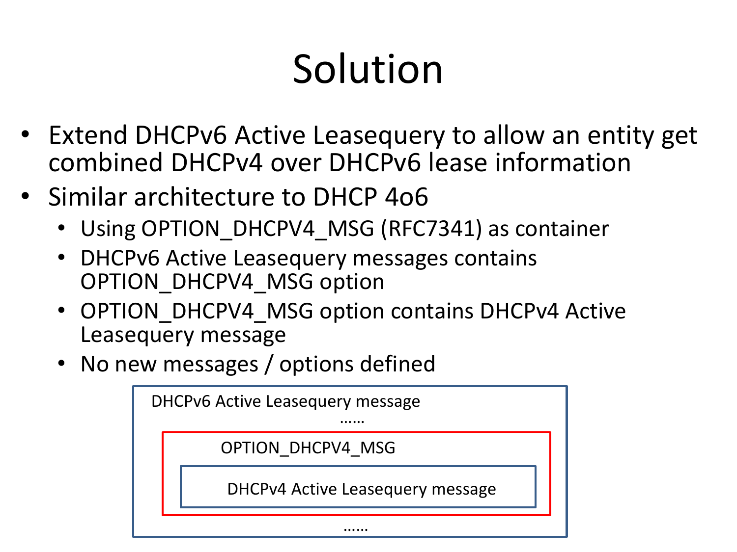# Solution

- Extend DHCPv6 Active Leasequery to allow an entity get combined DHCPv4 over DHCPv6 lease information
- Similar architecture to DHCP 4o6
  - Using OPTION_DHCPV4_MSG (RFC7341) as container
  - DHCPv6 Active Leasequery messages contains OPTION_DHCPV4_MSG option
  - OPTION_DHCPV4_MSG option contains DHCPv4 Active Leasequery message
  - No new messages / options defined

DHCPv6 Active Leasequery message

……

OPTION_DHCPV4_MSG

DHCPv4 Active Leasequery message

……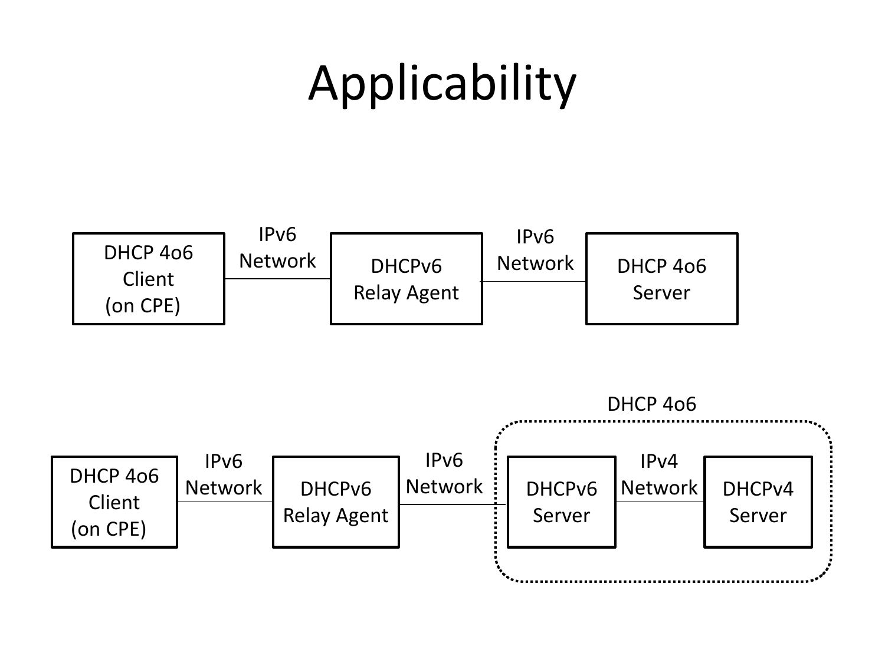# Applicability

DHCP 4o6 Client (on CPE) — IPv6 Network — DHCPv6 Relay Agent — IPv6 Network — DHCP 4o6 Server

DHCP 4o6 Client (on CPE) — IPv6 Network — DHCPv6 Relay Agent — IPv6 Network — [DHCP 4o6: DHCPv6 Server — IPv4 Network — DHCPv4 Server]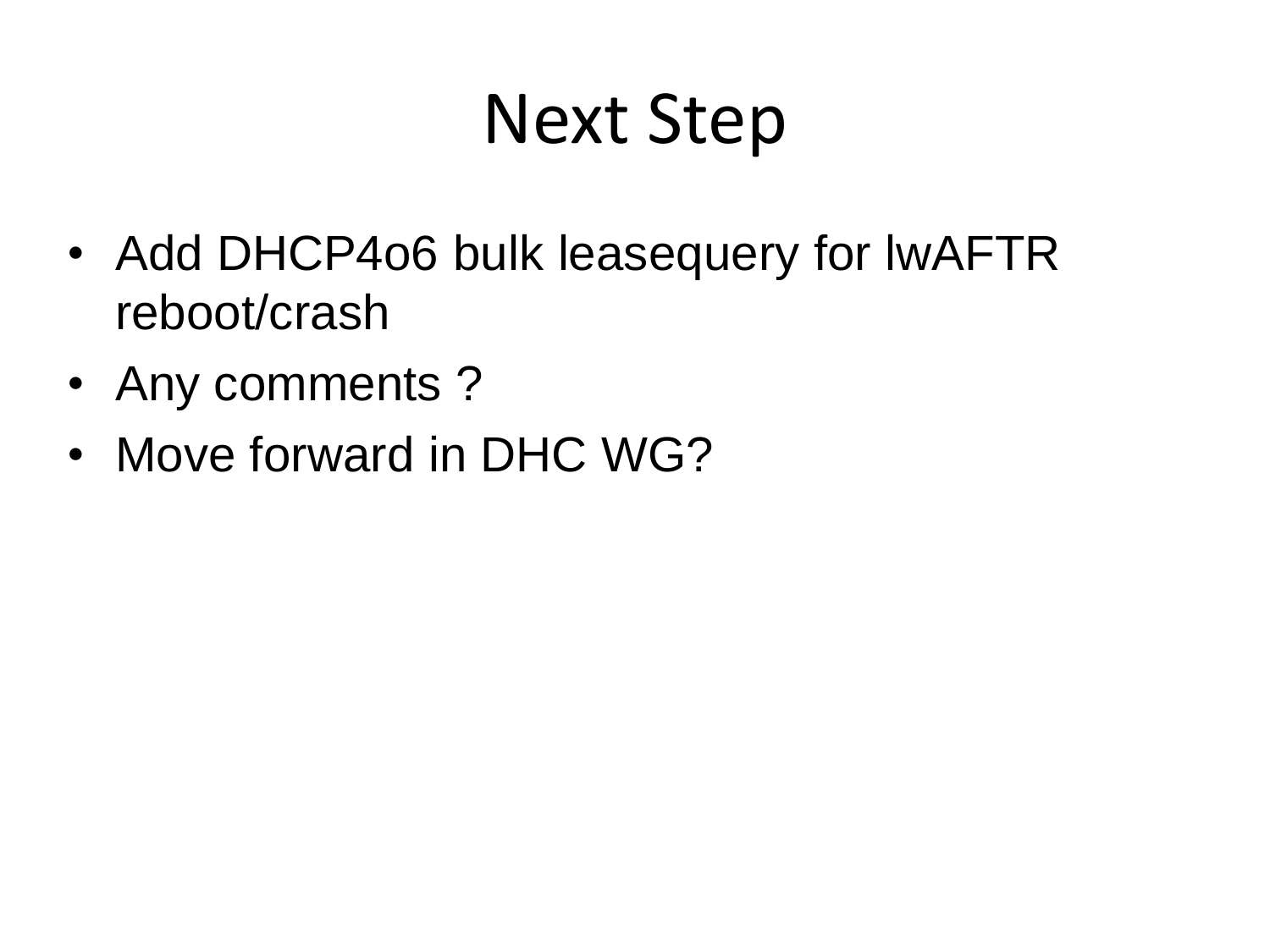# Next Step

- Add DHCP4o6 bulk leasequery for lwAFTR reboot/crash
- Any comments ?
- Move forward in DHC WG?